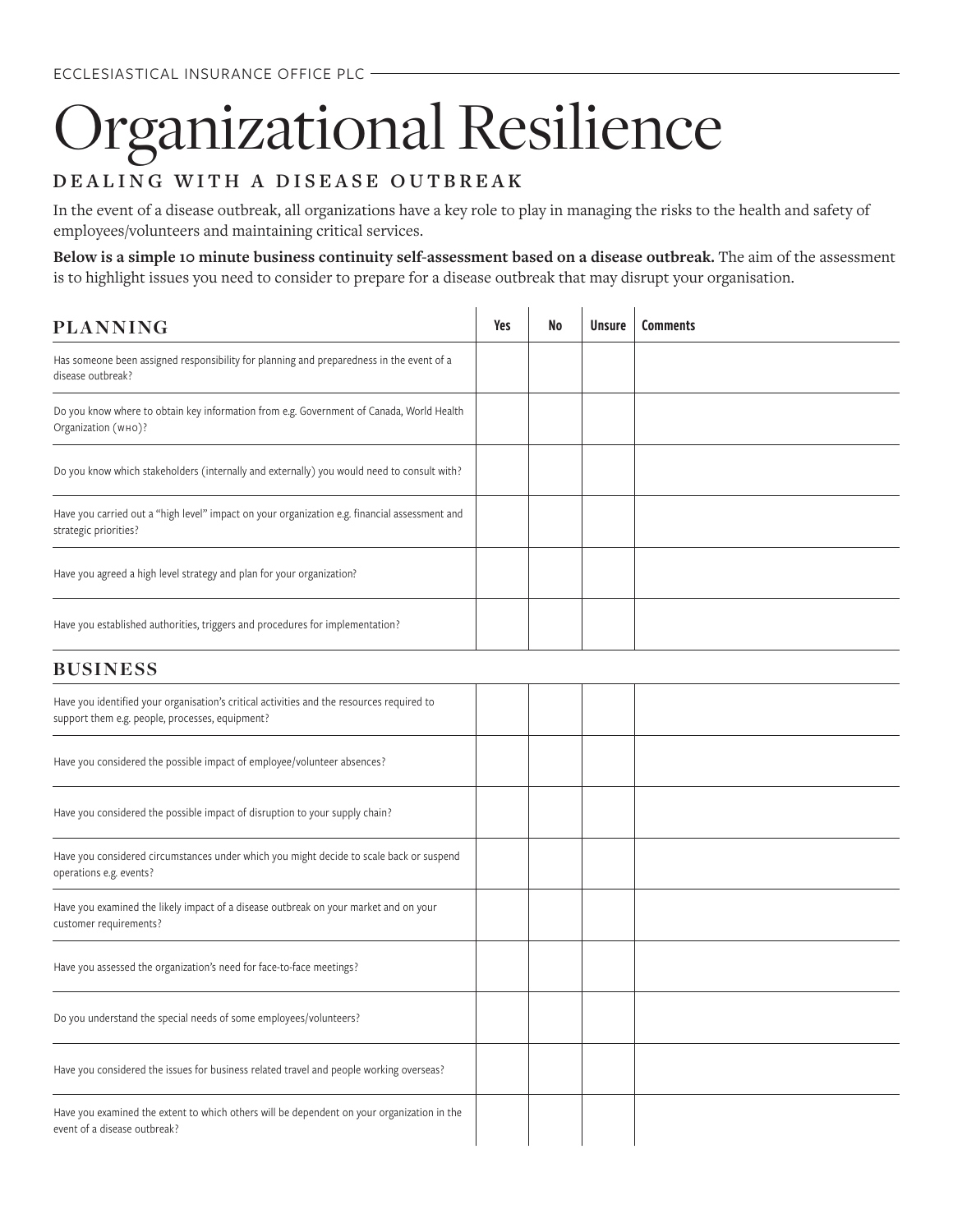ECCLESIASTICAL INSURANCE OFFICE PLC

# Organizational Resilience

## DEALING WITH A DISEASE OUTBREAK

In the event of a disease outbreak, all organizations have a key role to play in managing the risks to the health and safety of employees/volunteers and maintaining critical services.

**Below is a simple 10 minute business continuity self-assessment based on a disease outbreak.** The aim of the assessment is to highlight issues you need to consider to prepare for a disease outbreak that may disrupt your organisation.

| PLANNING | Yes | No | Unsure | Comments |
|---|---|---|---|---|
| Has someone been assigned responsibility for planning and preparedness in the event of a disease outbreak? | | | | |
| Do you know where to obtain key information from e.g. Government of Canada, World Health Organization (WHO)? | | | | |
| Do you know which stakeholders (internally and externally) you would need to consult with? | | | | |
| Have you carried out a "high level" impact on your organization e.g. financial assessment and strategic priorities? | | | | |
| Have you agreed a high level strategy and plan for your organization? | | | | |
| Have you established authorities, triggers and procedures for implementation? | | | | |

| BUSINESS | Yes | No | Unsure | Comments |
|---|---|---|---|---|
| Have you identified your organisation's critical activities and the resources required to support them e.g. people, processes, equipment? | | | | |
| Have you considered the possible impact of employee/volunteer absences? | | | | |
| Have you considered the possible impact of disruption to your supply chain? | | | | |
| Have you considered circumstances under which you might decide to scale back or suspend operations e.g. events? | | | | |
| Have you examined the likely impact of a disease outbreak on your market and on your customer requirements? | | | | |
| Have you assessed the organization's need for face-to-face meetings? | | | | |
| Do you understand the special needs of some employees/volunteers? | | | | |
| Have you considered the issues for business related travel and people working overseas? | | | | |
| Have you examined the extent to which others will be dependent on your organization in the event of a disease outbreak? | | | | |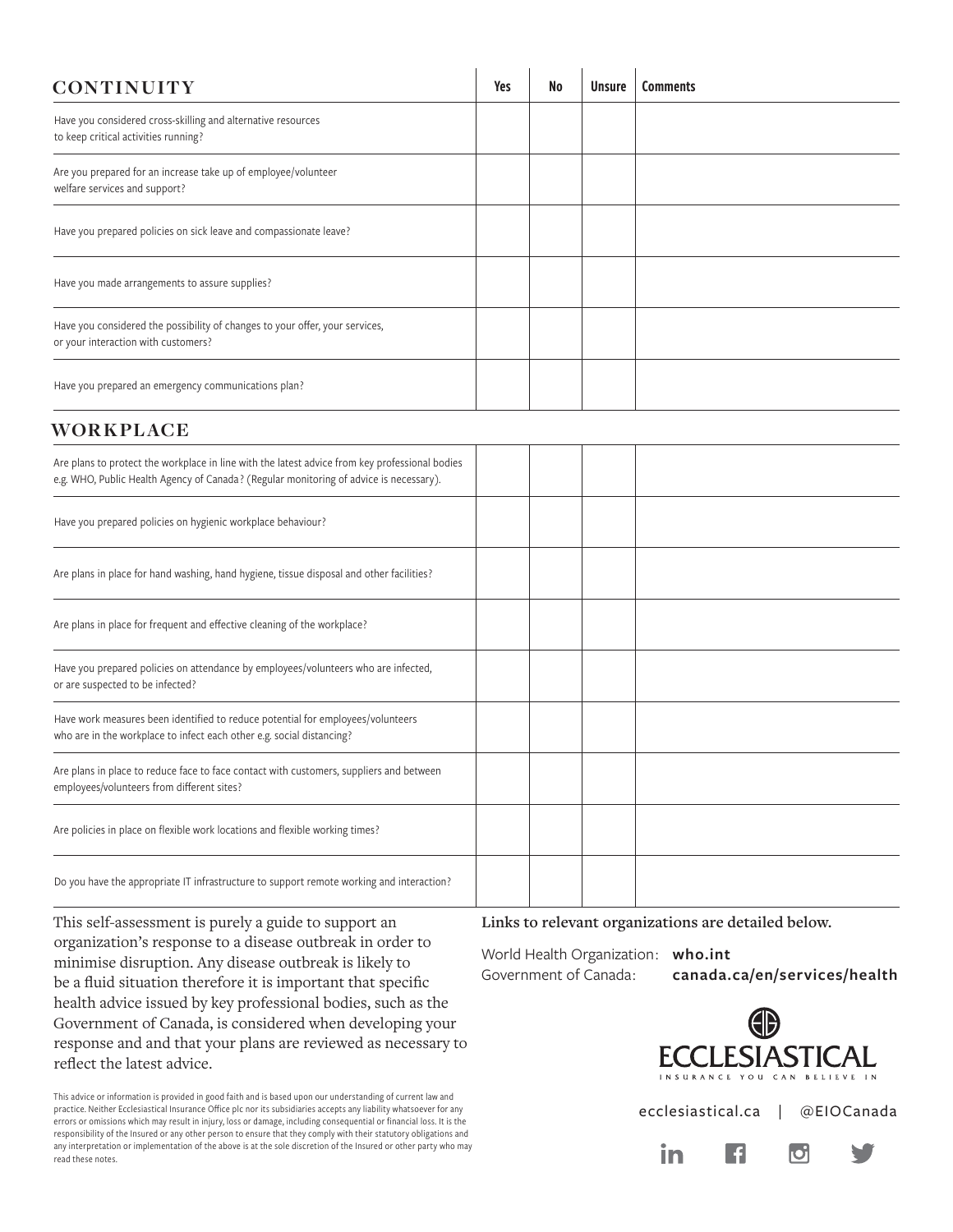| CONTINUITY | Yes | No | Unsure | Comments |
|---|---|---|---|---|
| Have you considered cross-skilling and alternative resources to keep critical activities running? | | | | |
| Are you prepared for an increase take up of employee/volunteer welfare services and support? | | | | |
| Have you prepared policies on sick leave and compassionate leave? | | | | |
| Have you made arrangements to assure supplies? | | | | |
| Have you considered the possibility of changes to your offer, your services, or your interaction with customers? | | | | |
| Have you prepared an emergency communications plan? | | | | |

| WORKPLACE | Yes | No | Unsure | Comments |
|---|---|---|---|---|
| Are plans to protect the workplace in line with the latest advice from key professional bodies e.g. WHO, Public Health Agency of Canada? (Regular monitoring of advice is necessary). | | | | |
| Have you prepared policies on hygienic workplace behaviour? | | | | |
| Are plans in place for hand washing, hand hygiene, tissue disposal and other facilities? | | | | |
| Are plans in place for frequent and effective cleaning of the workplace? | | | | |
| Have you prepared policies on attendance by employees/volunteers who are infected, or are suspected to be infected? | | | | |
| Have work measures been identified to reduce potential for employees/volunteers who are in the workplace to infect each other e.g. social distancing? | | | | |
| Are plans in place to reduce face to face contact with customers, suppliers and between employees/volunteers from different sites? | | | | |
| Are policies in place on flexible work locations and flexible working times? | | | | |
| Do you have the appropriate IT infrastructure to support remote working and interaction? | | | | |

This self-assessment is purely a guide to support an organization's response to a disease outbreak in order to minimise disruption. Any disease outbreak is likely to be a fluid situation therefore it is important that specific health advice issued by key professional bodies, such as the Government of Canada, is considered when developing your response and and that your plans are reviewed as necessary to reflect the latest advice.

This advice or information is provided in good faith and is based upon our understanding of current law and practice. Neither Ecclesiastical Insurance Office plc nor its subsidiaries accepts any liability whatsoever for any errors or omissions which may result in injury, loss or damage, including consequential or financial loss. It is the responsibility of the Insured or any other person to ensure that they comply with their statutory obligations and any interpretation or implementation of the above is at the sole discretion of the Insured or other party who may read these notes.

**Links to relevant organizations are detailed below.**

World Health Organization: **who.int**
Government of Canada: **canada.ca/en/services/health**

ECCLESIASTICAL
INSURANCE YOU CAN BELIEVE IN

ecclesiastical.ca | @EIOCanada